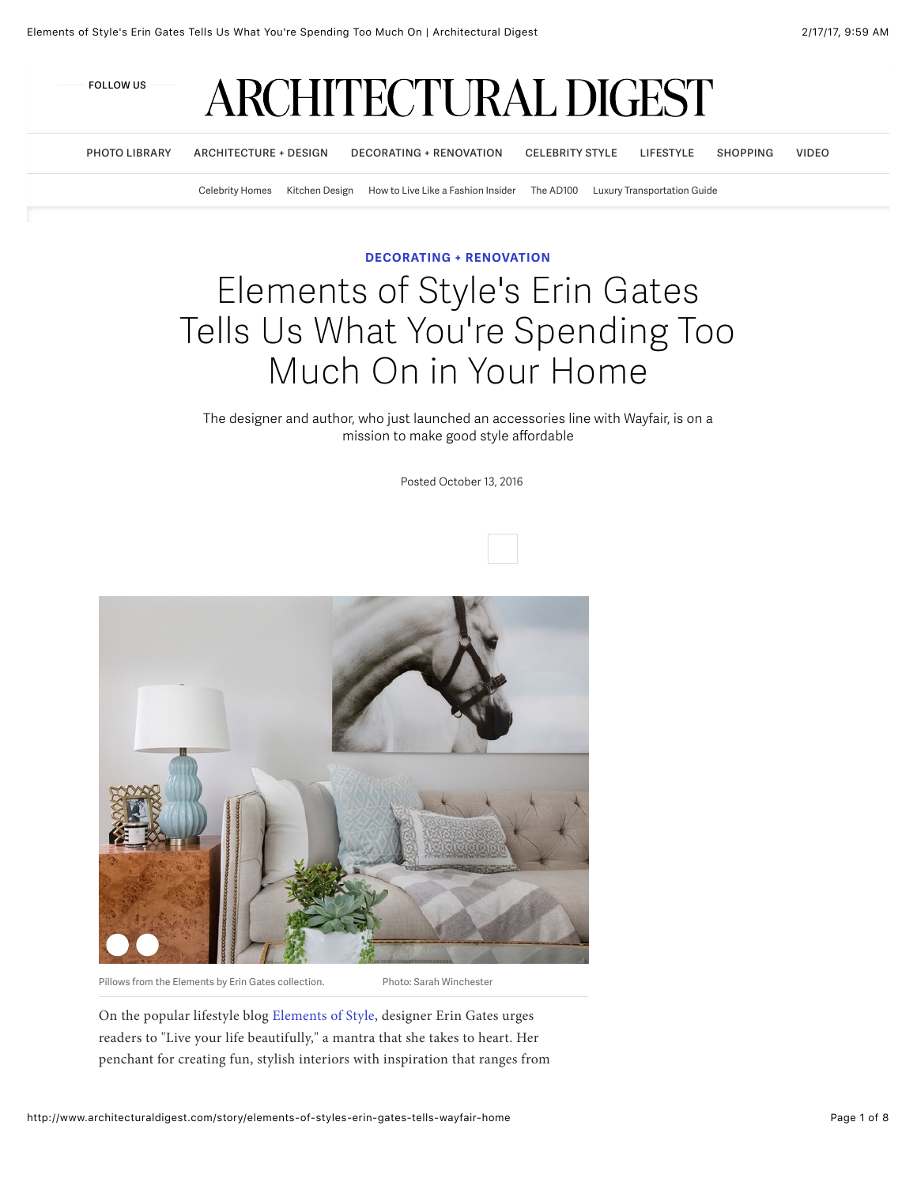DECORATING + RENOVATION

# Elements of Style's Erin Gates Tells Us What You're Spending Too Much On in Your Home

The designer and author, who just launched an accessories line with Wayfair, is on a mission to make good style affordable

Posted October 13, 2016

Pillows from the Elements by Erin Gates collection. Photo: Sarah Winchester

On the popular lifestyle blog Elements of Style, designer Erin Gates urges readers to "Live your life beautifully," a mantra that she takes to heart. Her penchant for creating fun, stylish interiors with inspiration that ranges from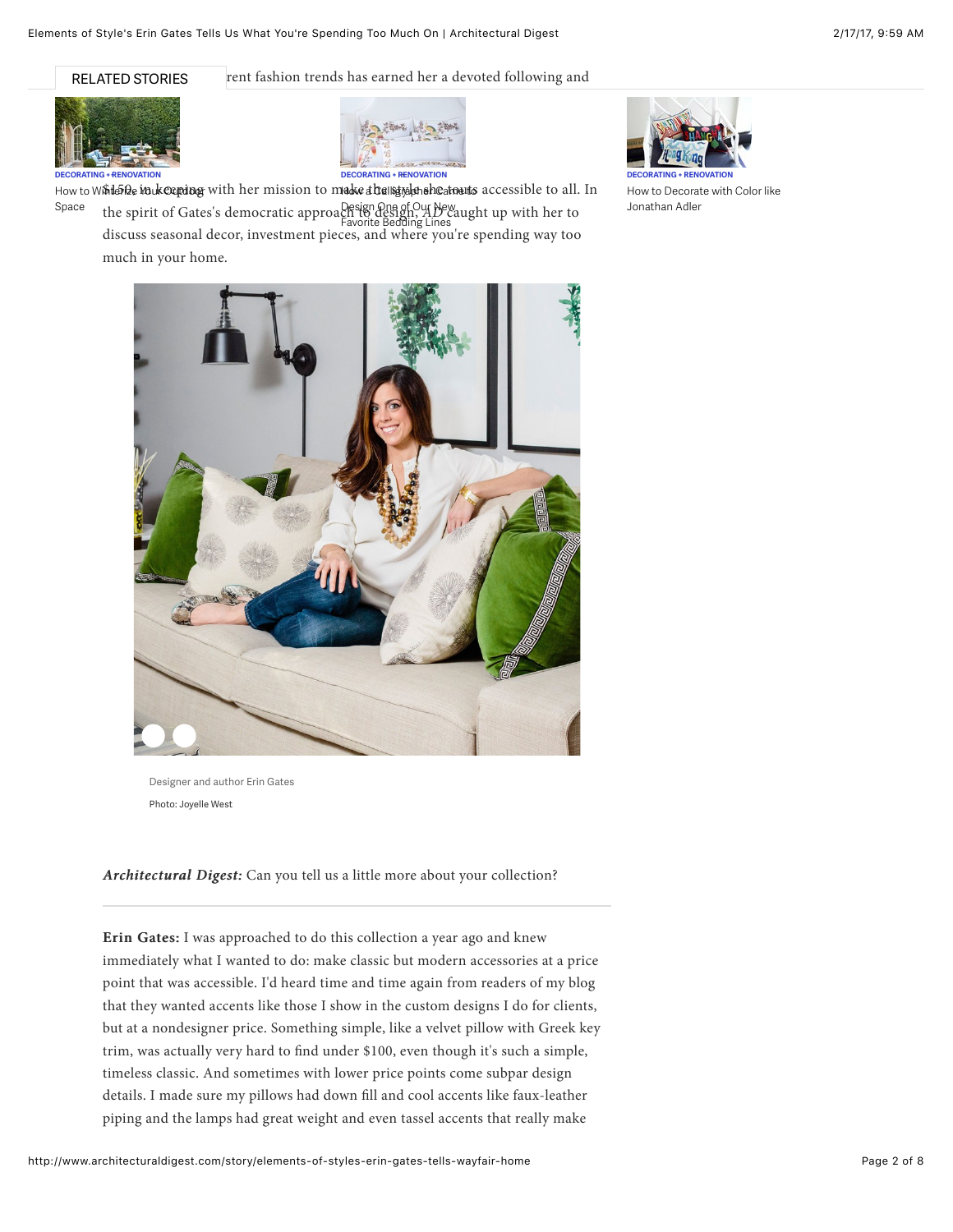RELATED STORIES

DECORATING + RENOVATION
How to Winterize Your Outdoor Space

DECORATING + RENOVATION
How a Calligrapher Came to Design One of Our New Favorite Bedding Lines

DECORATING + RENOVATION
How to Decorate with Color like Jonathan Adler

...rent fashion trends has earned her a devoted following and $150, in keeping with her mission to make the style she touts accessible to all. In the spirit of Gates's democratic approach to design, *AD* caught up with her to discuss seasonal decor, investment pieces, and where you're spending way too much in your home.

Designer and author Erin Gates

Photo: Joyelle West

***Architectural Digest:*** Can you tell us a little more about your collection?

---

**Erin Gates:** I was approached to do this collection a year ago and knew immediately what I wanted to do: make classic but modern accessories at a price point that was accessible. I'd heard time and time again from readers of my blog that they wanted accents like those I show in the custom designs I do for clients, but at a nondesigner price. Something simple, like a velvet pillow with Greek key trim, was actually very hard to find under $100, even though it's such a simple, timeless classic. And sometimes with lower price points come subpar design details. I made sure my pillows had down fill and cool accents like faux-leather piping and the lamps had great weight and even tassel accents that really make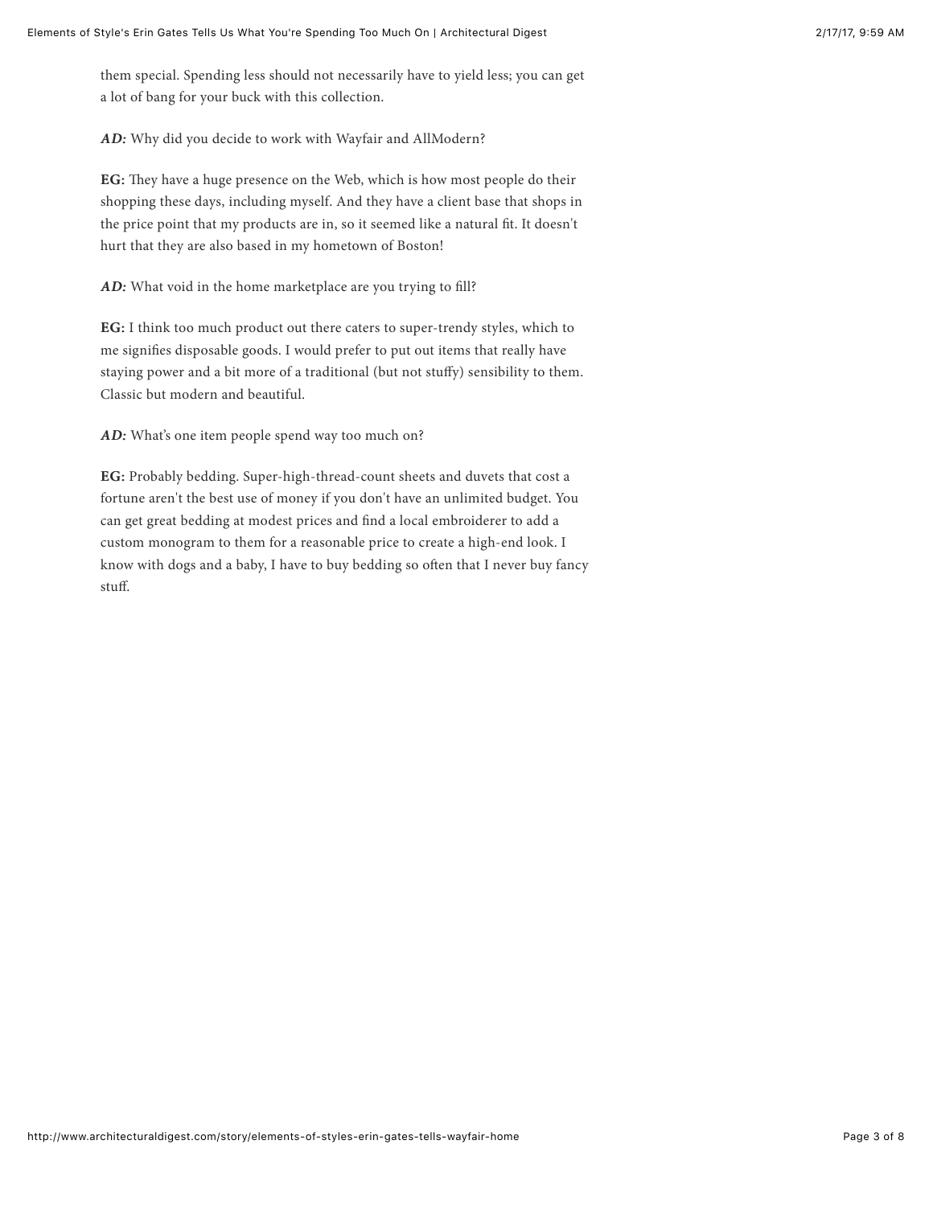them special. Spending less should not necessarily have to yield less; you can get a lot of bang for your buck with this collection.

***AD:*** Why did you decide to work with Wayfair and AllModern?

**EG:** They have a huge presence on the Web, which is how most people do their shopping these days, including myself. And they have a client base that shops in the price point that my products are in, so it seemed like a natural fit. It doesn't hurt that they are also based in my hometown of Boston!

***AD:*** What void in the home marketplace are you trying to fill?

**EG:** I think too much product out there caters to super-trendy styles, which to me signifies disposable goods. I would prefer to put out items that really have staying power and a bit more of a traditional (but not stuffy) sensibility to them. Classic but modern and beautiful.

***AD:*** What's one item people spend way too much on?

**EG:** Probably bedding. Super-high-thread-count sheets and duvets that cost a fortune aren't the best use of money if you don't have an unlimited budget. You can get great bedding at modest prices and find a local embroiderer to add a custom monogram to them for a reasonable price to create a high-end look. I know with dogs and a baby, I have to buy bedding so often that I never buy fancy stuff.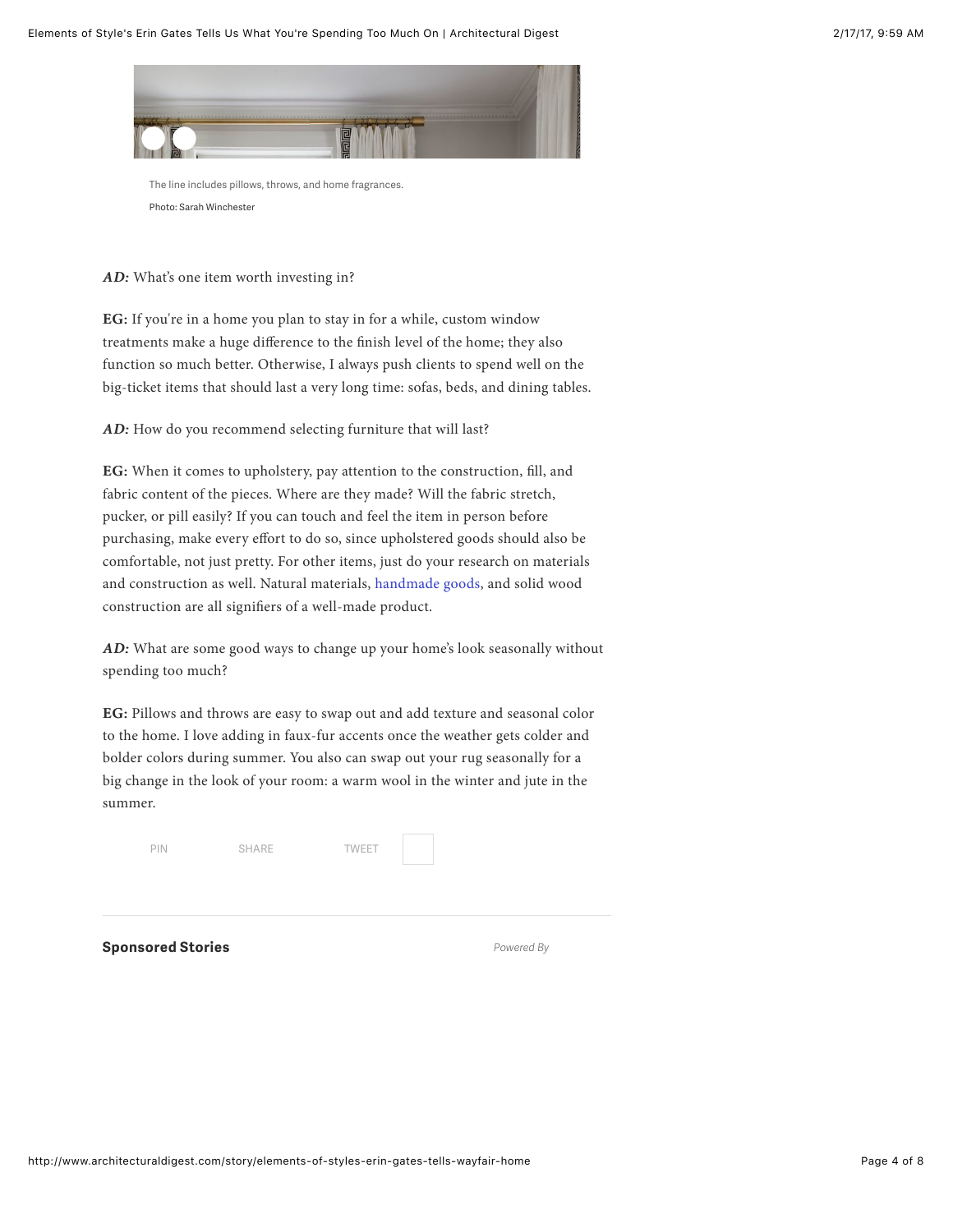The line includes pillows, throws, and home fragrances.

Photo: Sarah Winchester

***AD:*** What's one item worth investing in?

**EG:** If you're in a home you plan to stay in for a while, custom window treatments make a huge difference to the finish level of the home; they also function so much better. Otherwise, I always push clients to spend well on the big-ticket items that should last a very long time: sofas, beds, and dining tables.

***AD:*** How do you recommend selecting furniture that will last?

**EG:** When it comes to upholstery, pay attention to the construction, fill, and fabric content of the pieces. Where are they made? Will the fabric stretch, pucker, or pill easily? If you can touch and feel the item in person before purchasing, make every effort to do so, since upholstered goods should also be comfortable, not just pretty. For other items, just do your research on materials and construction as well. Natural materials, handmade goods, and solid wood construction are all signifiers of a well-made product.

***AD:*** What are some good ways to change up your home's look seasonally without spending too much?

**EG:** Pillows and throws are easy to swap out and add texture and seasonal color to the home. I love adding in faux-fur accents once the weather gets colder and bolder colors during summer. You also can swap out your rug seasonally for a big change in the look of your room: a warm wool in the winter and jute in the summer.

PIN SHARE TWEET

**Sponsored Stories**

*Powered By*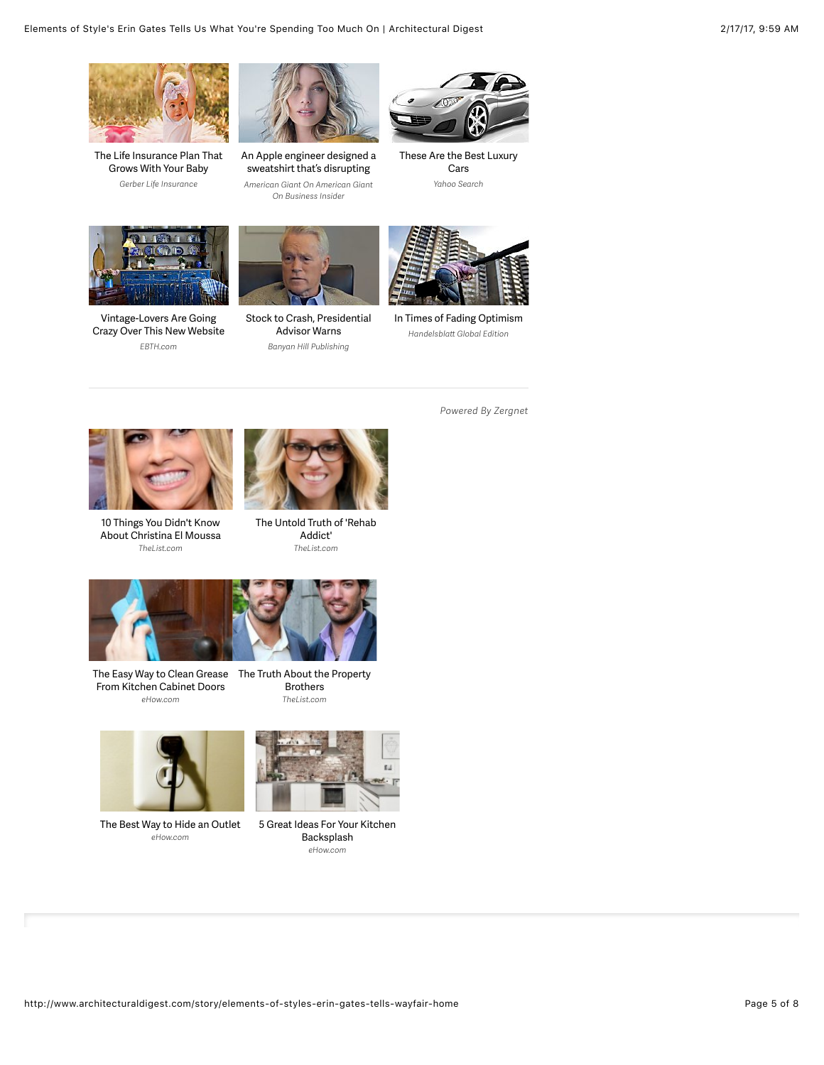The Life Insurance Plan That Grows With Your Baby
*Gerber Life Insurance*

An Apple engineer designed a sweatshirt that's disrupting
*American Giant On American Giant On Business Insider*

These Are the Best Luxury Cars
*Yahoo Search*

Vintage-Lovers Are Going Crazy Over This New Website
*EBTH.com*

Stock to Crash, Presidential Advisor Warns
*Banyan Hill Publishing*

In Times of Fading Optimism
*Handelsblatt Global Edition*

---

*Powered By Zergnet*

10 Things You Didn't Know About Christina El Moussa
*TheList.com*

The Untold Truth of 'Rehab Addict'
*TheList.com*

The Easy Way to Clean Grease From Kitchen Cabinet Doors
*eHow.com*

The Truth About the Property Brothers
*TheList.com*

The Best Way to Hide an Outlet
*eHow.com*

5 Great Ideas For Your Kitchen Backsplash
*eHow.com*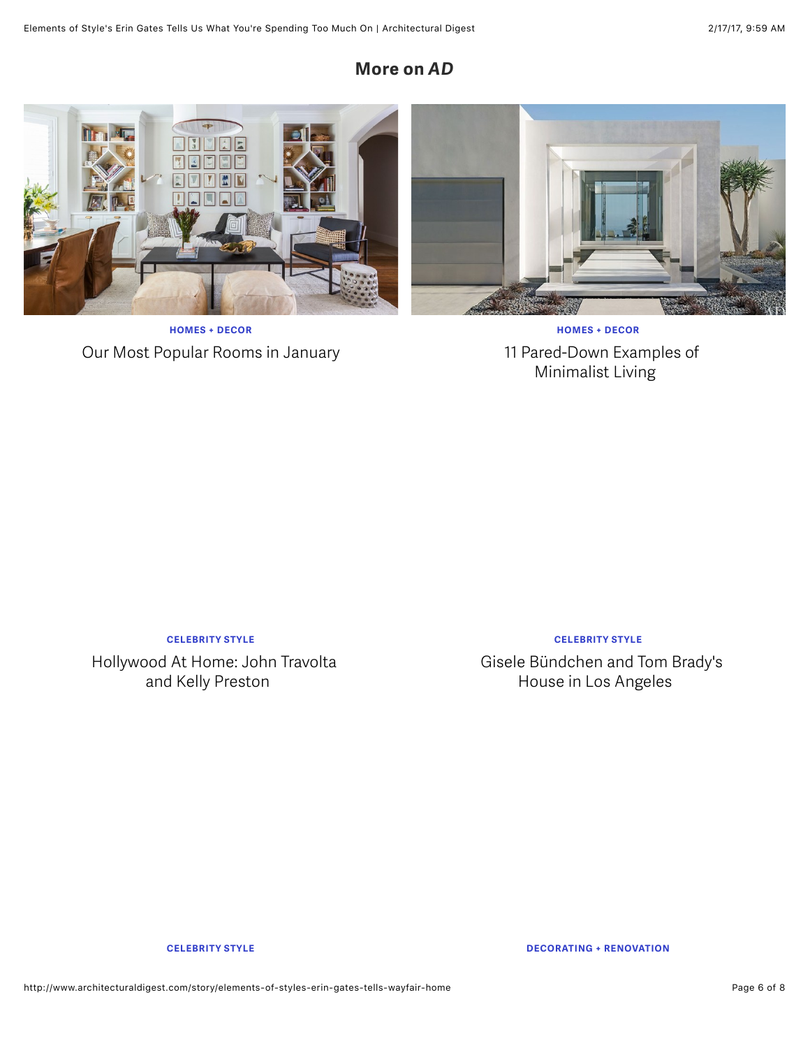## More on *AD*

**HOMES + DECOR**

Our Most Popular Rooms in January

**HOMES + DECOR**

11 Pared-Down Examples of Minimalist Living

**CELEBRITY STYLE**

Hollywood At Home: John Travolta and Kelly Preston

**CELEBRITY STYLE**

Gisele Bündchen and Tom Brady's House in Los Angeles

**CELEBRITY STYLE**

**DECORATING + RENOVATION**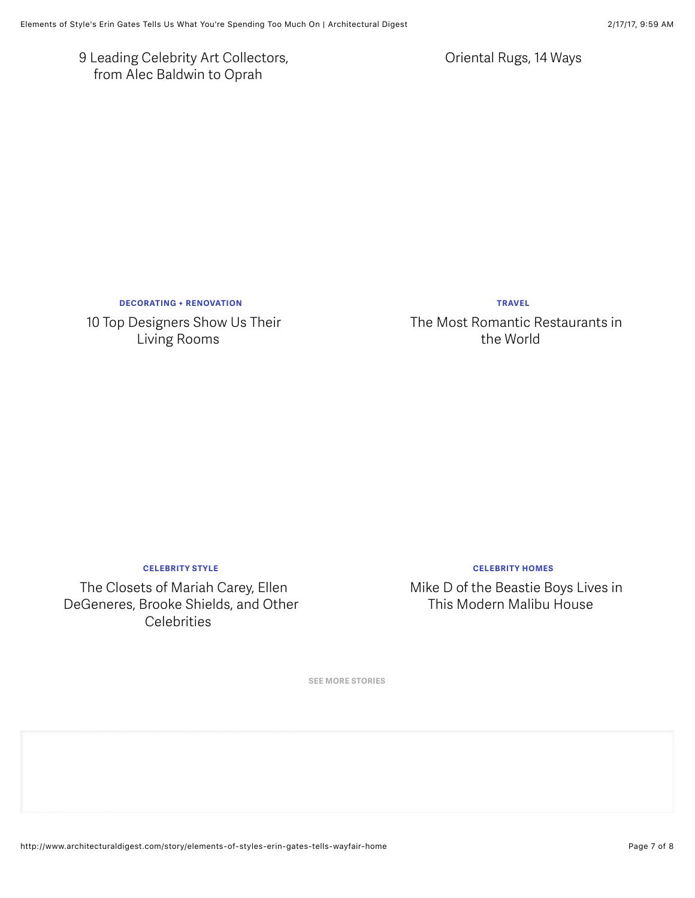9 Leading Celebrity Art Collectors, from Alec Baldwin to Oprah

Oriental Rugs, 14 Ways

**DECORATING + RENOVATION**

10 Top Designers Show Us Their Living Rooms

**TRAVEL**

The Most Romantic Restaurants in the World

**CELEBRITY STYLE**

The Closets of Mariah Carey, Ellen DeGeneres, Brooke Shields, and Other Celebrities

**CELEBRITY HOMES**

Mike D of the Beastie Boys Lives in This Modern Malibu House

SEE MORE STORIES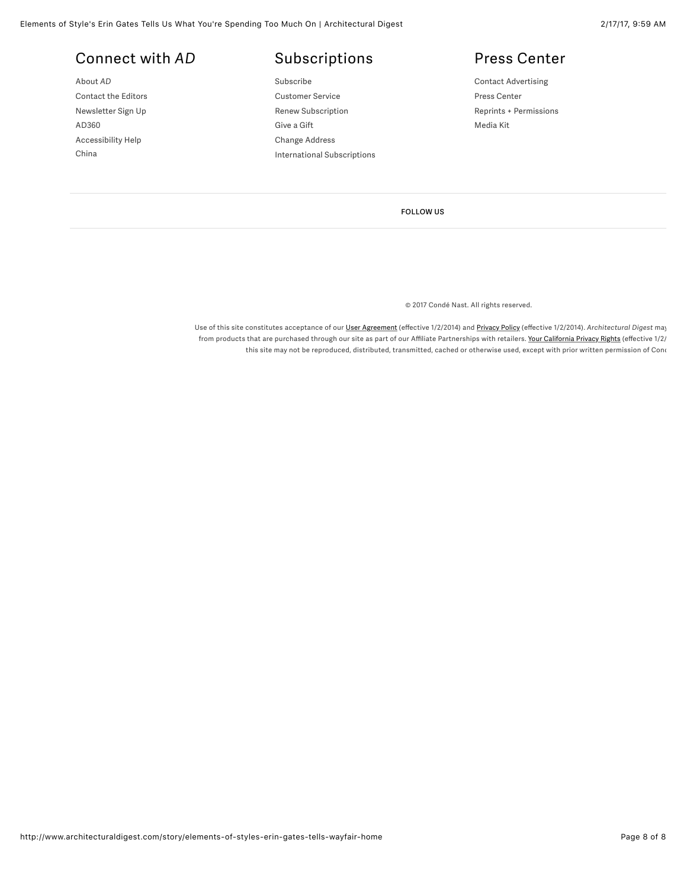## Connect with *AD*

About *AD*
Contact the Editors
Newsletter Sign Up
AD360
Accessibility Help
China

## Subscriptions

Subscribe
Customer Service
Renew Subscription
Give a Gift
Change Address
International Subscriptions

## Press Center

Contact Advertising
Press Center
Reprints + Permissions
Media Kit

FOLLOW US

© 2017 Condé Nast. All rights reserved.

Use of this site constitutes acceptance of our User Agreement (effective 1/2/2014) and Privacy Policy (effective 1/2/2014). *Architectural Digest* may from products that are purchased through our site as part of our Affiliate Partnerships with retailers. Your California Privacy Rights (effective 1/2/ this site may not be reproduced, distributed, transmitted, cached or otherwise used, except with prior written permission of Cond